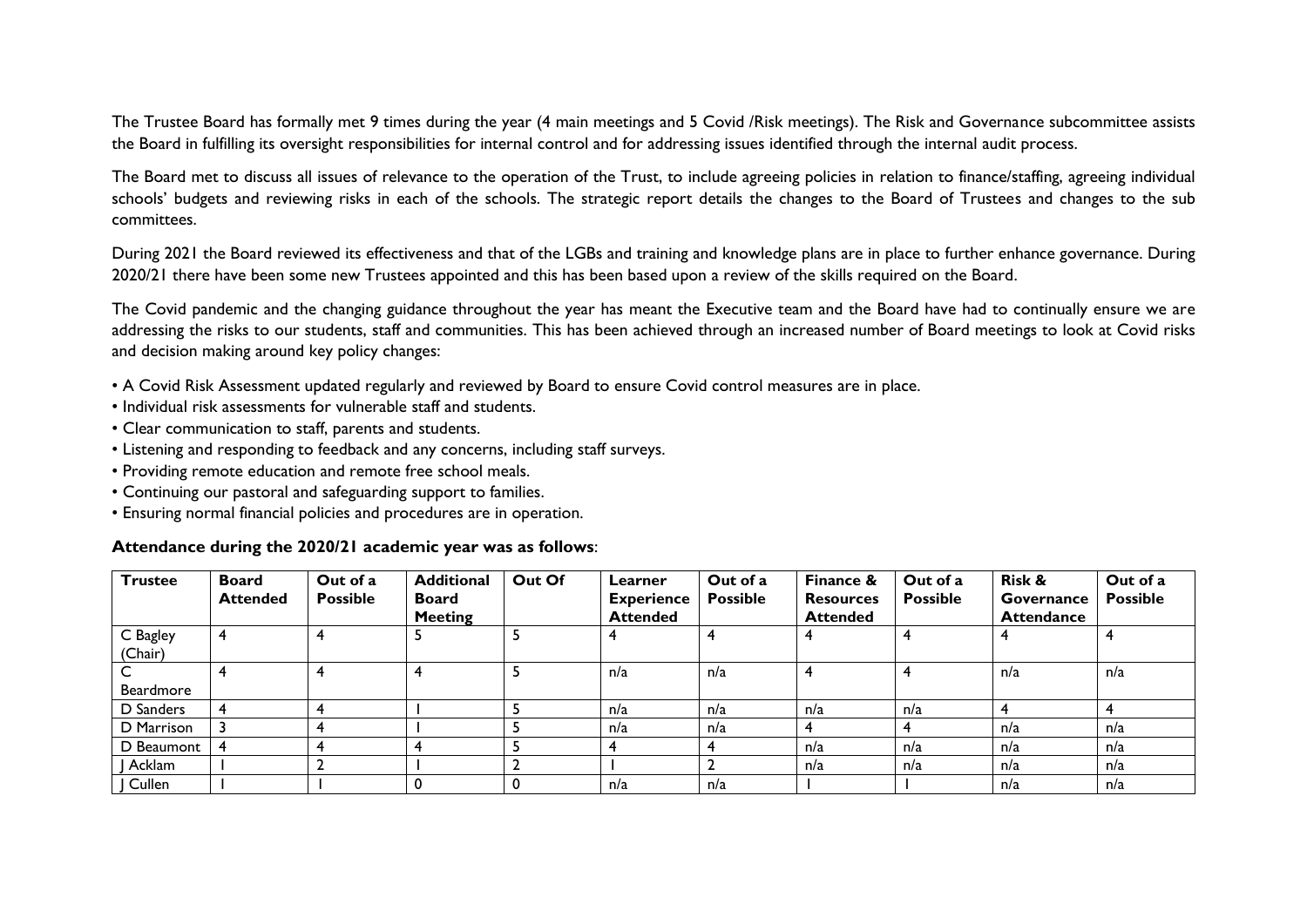The Trustee Board has formally met 9 times during the year (4 main meetings and 5 Covid /Risk meetings). The Risk and Governance subcommittee assists the Board in fulfilling its oversight responsibilities for internal control and for addressing issues identified through the internal audit process.

The Board met to discuss all issues of relevance to the operation of the Trust, to include agreeing policies in relation to finance/staffing, agreeing individual schools' budgets and reviewing risks in each of the schools. The strategic report details the changes to the Board of Trustees and changes to the sub committees.

During 2021 the Board reviewed its effectiveness and that of the LGBs and training and knowledge plans are in place to further enhance governance. During 2020/21 there have been some new Trustees appointed and this has been based upon a review of the skills required on the Board.

The Covid pandemic and the changing guidance throughout the year has meant the Executive team and the Board have had to continually ensure we are addressing the risks to our students, staff and communities. This has been achieved through an increased number of Board meetings to look at Covid risks and decision making around key policy changes:

• A Covid Risk Assessment updated regularly and reviewed by Board to ensure Covid control measures are in place.
• Individual risk assessments for vulnerable staff and students.
• Clear communication to staff, parents and students.
• Listening and responding to feedback and any concerns, including staff surveys.
• Providing remote education and remote free school meals.
• Continuing our pastoral and safeguarding support to families.
• Ensuring normal financial policies and procedures are in operation.

**Attendance during the 2020/21 academic year was as follows**:

| Trustee | Board Attended | Out of a Possible | Additional Board Meeting | Out Of | Learner Experience Attended | Out of a Possible | Finance & Resources Attended | Out of a Possible | Risk & Governance Attendance | Out of a Possible |
|---|---|---|---|---|---|---|---|---|---|---|
| C Bagley (Chair) | 4 | 4 | 5 | 5 | 4 | 4 | 4 | 4 | 4 | 4 |
| C Beardmore | 4 | 4 | 4 | 5 | n/a | n/a | 4 | 4 | n/a | n/a |
| D Sanders | 4 | 4 | 1 | 5 | n/a | n/a | n/a | n/a | 4 | 4 |
| D Marrison | 3 | 4 | 1 | 5 | n/a | n/a | 4 | 4 | n/a | n/a |
| D Beaumont | 4 | 4 | 4 | 5 | 4 | 4 | n/a | n/a | n/a | n/a |
| J Acklam | 1 | 2 | 1 | 2 | 1 | 2 | n/a | n/a | n/a | n/a |
| J Cullen | 1 | 1 | 0 | 0 | n/a | n/a | 1 | 1 | n/a | n/a |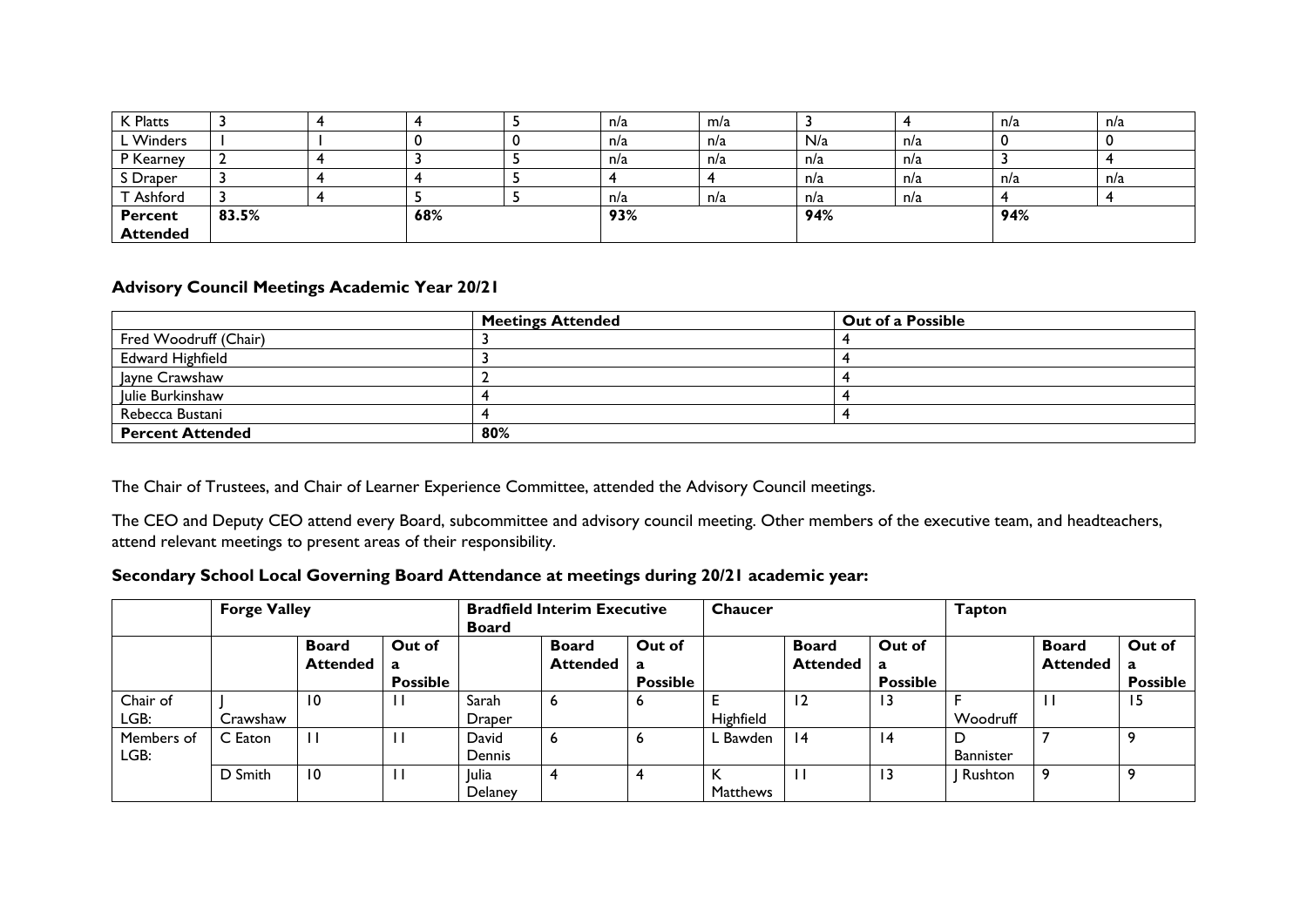| K Platts | 3 | 4 | 4 | 5 | n/a | m/a | 3 | 4 | n/a | n/a |
|---|---|---|---|---|---|---|---|---|---|---|
| L Winders | 1 | 1 | 0 | 0 | n/a | n/a | N/a | n/a | 0 | 0 |
| P Kearney | 2 | 4 | 3 | 5 | n/a | n/a | n/a | n/a | 3 | 4 |
| S Draper | 3 | 4 | 4 | 5 | 4 | 4 | n/a | n/a | n/a | n/a |
| T Ashford | 3 | 4 | 5 | 5 | n/a | n/a | n/a | n/a | 4 | 4 |
| **Percent Attended** | 83.5% | | 68% | | 93% | | 94% | | 94% | |

### Advisory Council Meetings Academic Year 20/21

| | Meetings Attended | Out of a Possible |
|---|---|---|
| Fred Woodruff (Chair) | 3 | 4 |
| Edward Highfield | 3 | 4 |
| Jayne Crawshaw | 2 | 4 |
| Julie Burkinshaw | 4 | 4 |
| Rebecca Bustani | 4 | 4 |
| **Percent Attended** | 80% | |

The Chair of Trustees, and Chair of Learner Experience Committee, attended the Advisory Council meetings.

The CEO and Deputy CEO attend every Board, subcommittee and advisory council meeting. Other members of the executive team, and headteachers, attend relevant meetings to present areas of their responsibility.

### Secondary School Local Governing Board Attendance at meetings during 20/21 academic year:

| | Forge Valley | | | Bradfield Interim Executive Board | | | Chaucer | | | Tapton | | |
|---|---|---|---|---|---|---|---|---|---|---|---|---|
| | | Board Attended | Out of a Possible | | Board Attended | Out of a Possible | | Board Attended | Out of a Possible | | Board Attended | Out of a Possible |
| Chair of LGB: | J Crawshaw | 10 | 11 | Sarah Draper | 6 | 6 | E Highfield | 12 | 13 | F Woodruff | 11 | 15 |
| Members of LGB: | C Eaton | 11 | 11 | David Dennis | 6 | 6 | L Bawden | 14 | 14 | D Bannister | 7 | 9 |
| | D Smith | 10 | 11 | Julia Delaney | 4 | 4 | K Matthews | 11 | 13 | J Rushton | 9 | 9 |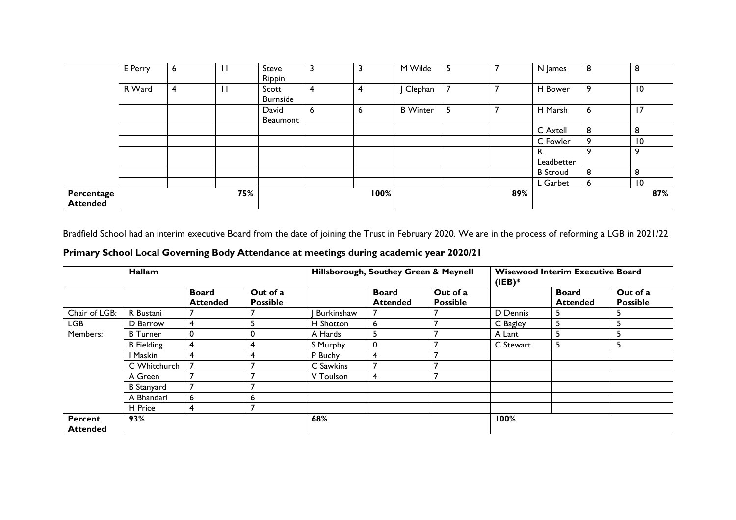| | | | | | | | | | | | | |
|---|---|---|---|---|---|---|---|---|---|---|---|---|
| | E Perry | 6 | 11 | Steve Rippin | 3 | 3 | M Wilde | 5 | 7 | N James | 8 | 8 |
| | R Ward | 4 | 11 | Scott Burnside | 4 | 4 | J Clephan | 7 | 7 | H Bower | 9 | 10 |
| | | | | David Beaumont | 6 | 6 | B Winter | 5 | 7 | H Marsh | 6 | 17 |
| | | | | | | | | | | C Axtell | 8 | 8 |
| | | | | | | | | | | C Fowler | 9 | 10 |
| | | | | | | | | | | R Leadbetter | 9 | 9 |
| | | | | | | | | | | B Stroud | 8 | 8 |
| | | | | | | | | | | L Garbet | 6 | 10 |
| **Percentage Attended** | | | 75% | | | 100% | | | 89% | | | 87% |

Bradfield School had an interim executive Board from the date of joining the Trust in February 2020. We are in the process of reforming a LGB in 2021/22

## Primary School Local Governing Body Attendance at meetings during academic year 2020/21

| | **Hallam** | | | **Hillsborough, Southey Green & Meynell** | | | **Wisewood Interim Executive Board (IEB)*** | | |
|---|---|---|---|---|---|---|---|---|---|
| | | **Board Attended** | **Out of a Possible** | | **Board Attended** | **Out of a Possible** | | **Board Attended** | **Out of a Possible** |
| Chair of LGB: | R Bustani | 7 | 7 | J Burkinshaw | 7 | 7 | D Dennis | 5 | 5 |
| LGB Members: | D Barrow | 4 | 5 | H Shotton | 6 | 7 | C Bagley | 5 | 5 |
| | B Turner | 0 | 0 | A Hards | 5 | 7 | A Lant | 5 | 5 |
| | B Fielding | 4 | 4 | S Murphy | 0 | 7 | C Stewart | 5 | 5 |
| | I Maskin | 4 | 4 | P Buchy | 4 | 7 | | | |
| | C Whitchurch | 7 | 7 | C Sawkins | 7 | 7 | | | |
| | A Green | 7 | 7 | V Toulson | 4 | 7 | | | |
| | B Stanyard | 7 | 7 | | | | | | |
| | A Bhandari | 6 | 6 | | | | | | |
| | H Price | 4 | 7 | | | | | | |
| **Percent Attended** | 93% | | | 68% | | | 100% | | |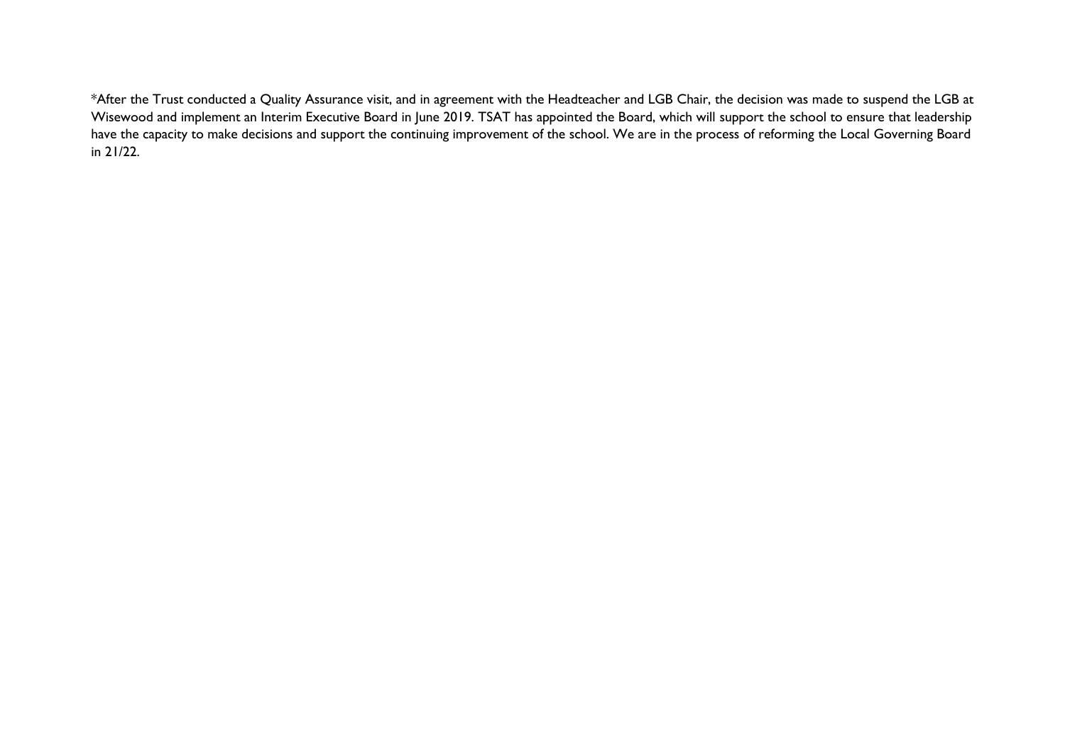*After the Trust conducted a Quality Assurance visit, and in agreement with the Headteacher and LGB Chair, the decision was made to suspend the LGB at Wisewood and implement an Interim Executive Board in June 2019. TSAT has appointed the Board, which will support the school to ensure that leadership have the capacity to make decisions and support the continuing improvement of the school. We are in the process of reforming the Local Governing Board in 21/22.